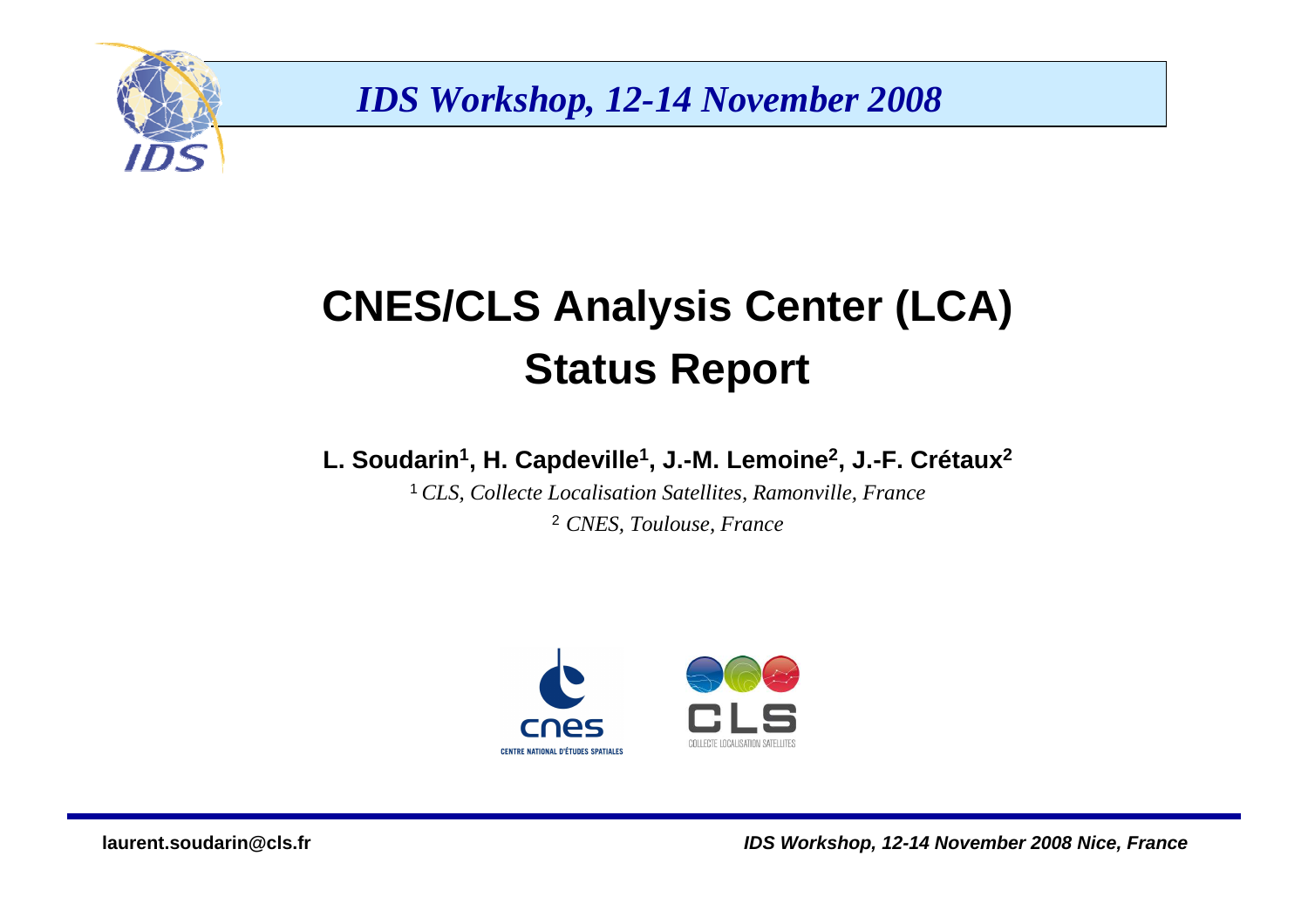*IDS Workshop, 12-14 November 2008*

# CNES/CLS Analysis Center (LCA)
# Status Report

**L. Soudarin[1], H. Capdeville[1], J.-M. Lemoine[2], J.-F. Crétaux[2]**

[1] *CLS, Collecte Localisation Satellites, Ramonville, France*

[2] *CNES, Toulouse, France*

**laurent.soudarin@cls.fr**

***IDS Workshop, 12-14 November 2008 Nice, France***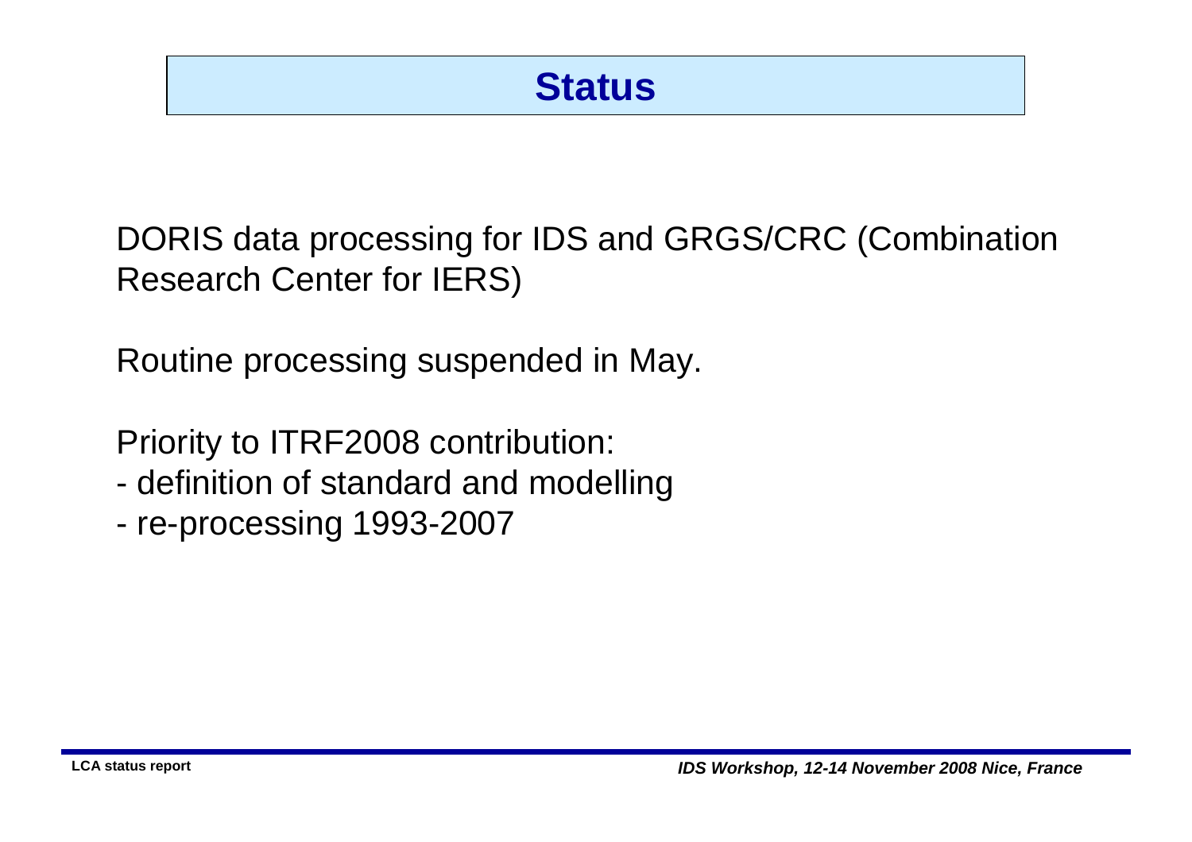# Status

DORIS data processing for IDS and GRGS/CRC (Combination Research Center for IERS)

Routine processing suspended in May.

Priority to ITRF2008 contribution:

- definition of standard and modelling
- re-processing 1993-2007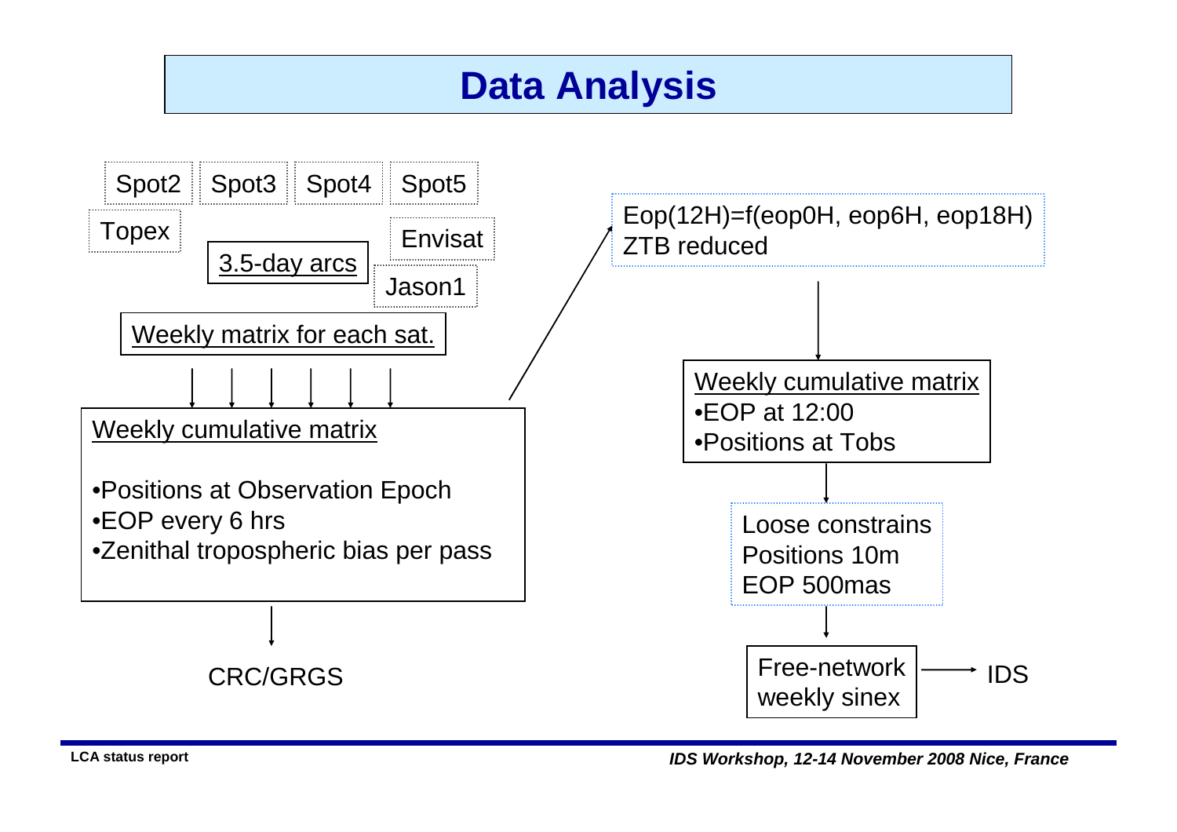# Data Analysis

Spot2 Spot3 Spot4 Spot5

Topex

Envisat

Jason1

3.5-day arcs

Weekly matrix for each sat.

**Weekly cumulative matrix**

- Positions at Observation Epoch
- EOP every 6 hrs
- Zenithal tropospheric bias per pass

CRC/GRGS

Eop(12H)=f(eop0H, eop6H, eop18H)
ZTB reduced

**Weekly cumulative matrix**

- EOP at 12:00
- Positions at Tobs

Loose constrains
Positions 10m
EOP 500mas

Free-network weekly sinex → IDS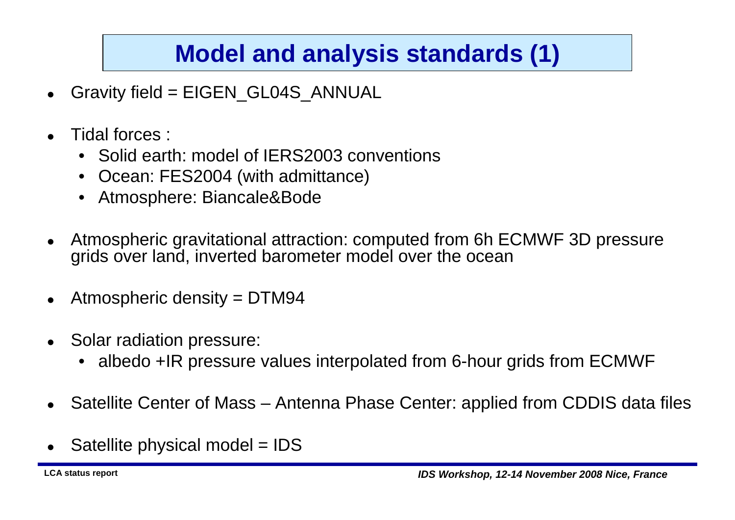# Model and analysis standards (1)

- Gravity field = EIGEN_GL04S_ANNUAL
- Tidal forces :
  - Solid earth: model of IERS2003 conventions
  - Ocean: FES2004 (with admittance)
  - Atmosphere: Biancale&Bode
- Atmospheric gravitational attraction: computed from 6h ECMWF 3D pressure grids over land, inverted barometer model over the ocean
- Atmospheric density = DTM94
- Solar radiation pressure:
  - albedo +IR pressure values interpolated from 6-hour grids from ECMWF
- Satellite Center of Mass – Antenna Phase Center: applied from CDDIS data files
- Satellite physical model = IDS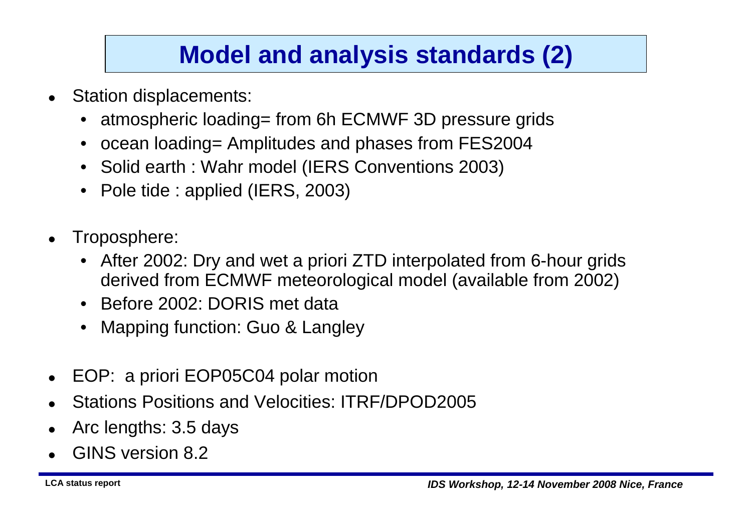# Model and analysis standards (2)

- Station displacements:
  - atmospheric loading= from 6h ECMWF 3D pressure grids
  - ocean loading= Amplitudes and phases from FES2004
  - Solid earth : Wahr model (IERS Conventions 2003)
  - Pole tide : applied (IERS, 2003)

- Troposphere:
  - After 2002: Dry and wet a priori ZTD interpolated from 6-hour grids derived from ECMWF meteorological model (available from 2002)
  - Before 2002: DORIS met data
  - Mapping function: Guo & Langley

- EOP: a priori EOP05C04 polar motion
- Stations Positions and Velocities: ITRF/DPOD2005
- Arc lengths: 3.5 days
- GINS version 8.2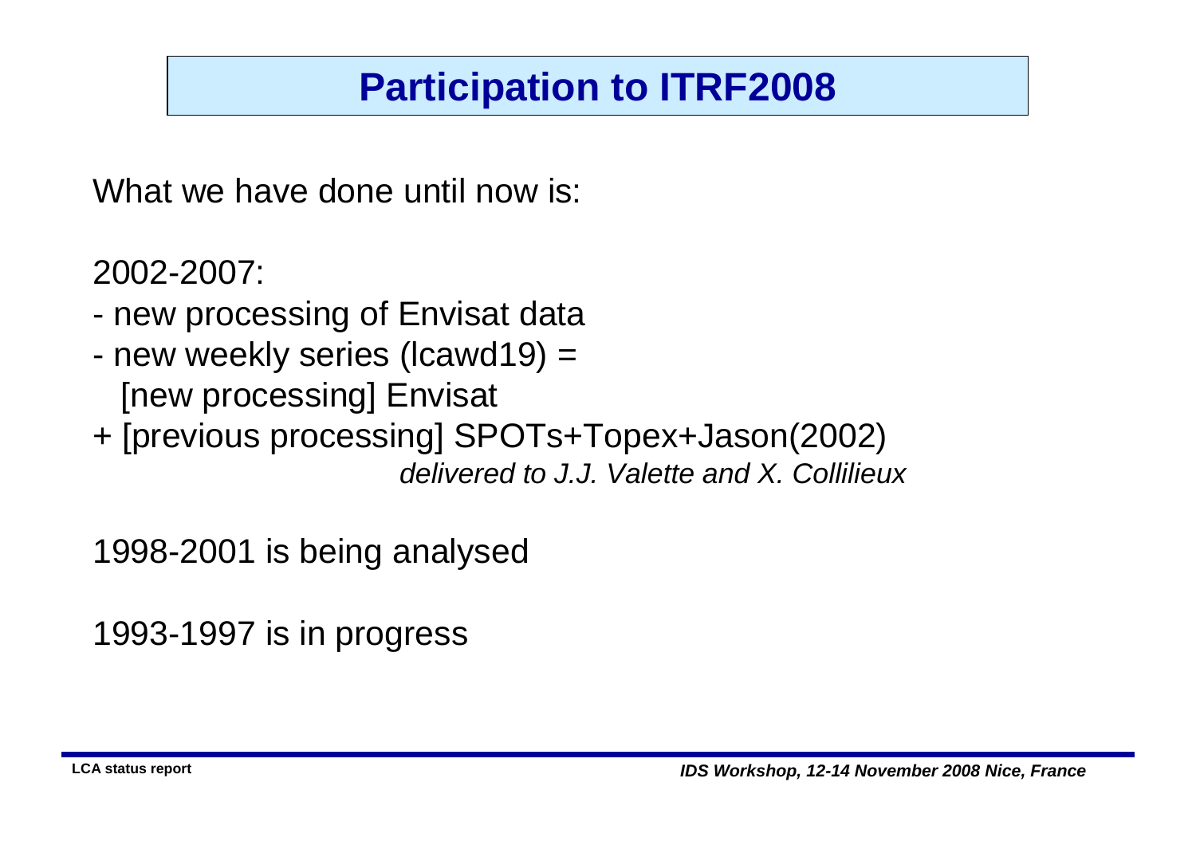# Participation to ITRF2008

What we have done until now is:

2002-2007:

- new processing of Envisat data
- new weekly series (lcawd19) =
  [new processing] Envisat
+ [previous processing] SPOTs+Topex+Jason(2002)

*delivered to J.J. Valette and X. Collilieux*

1998-2001 is being analysed

1993-1997 is in progress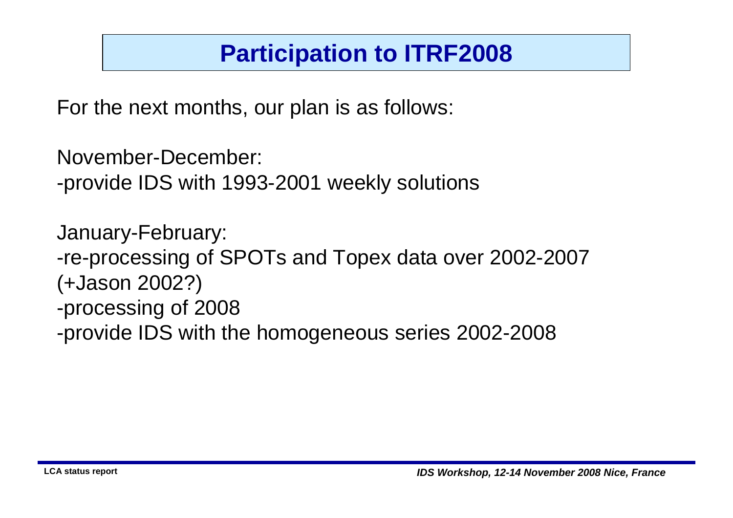# Participation to ITRF2008

For the next months, our plan is as follows:

November-December:
-provide IDS with 1993-2001 weekly solutions

January-February:
-re-processing of SPOTs and Topex data over 2002-2007 (+Jason 2002?)
-processing of 2008
-provide IDS with the homogeneous series 2002-2008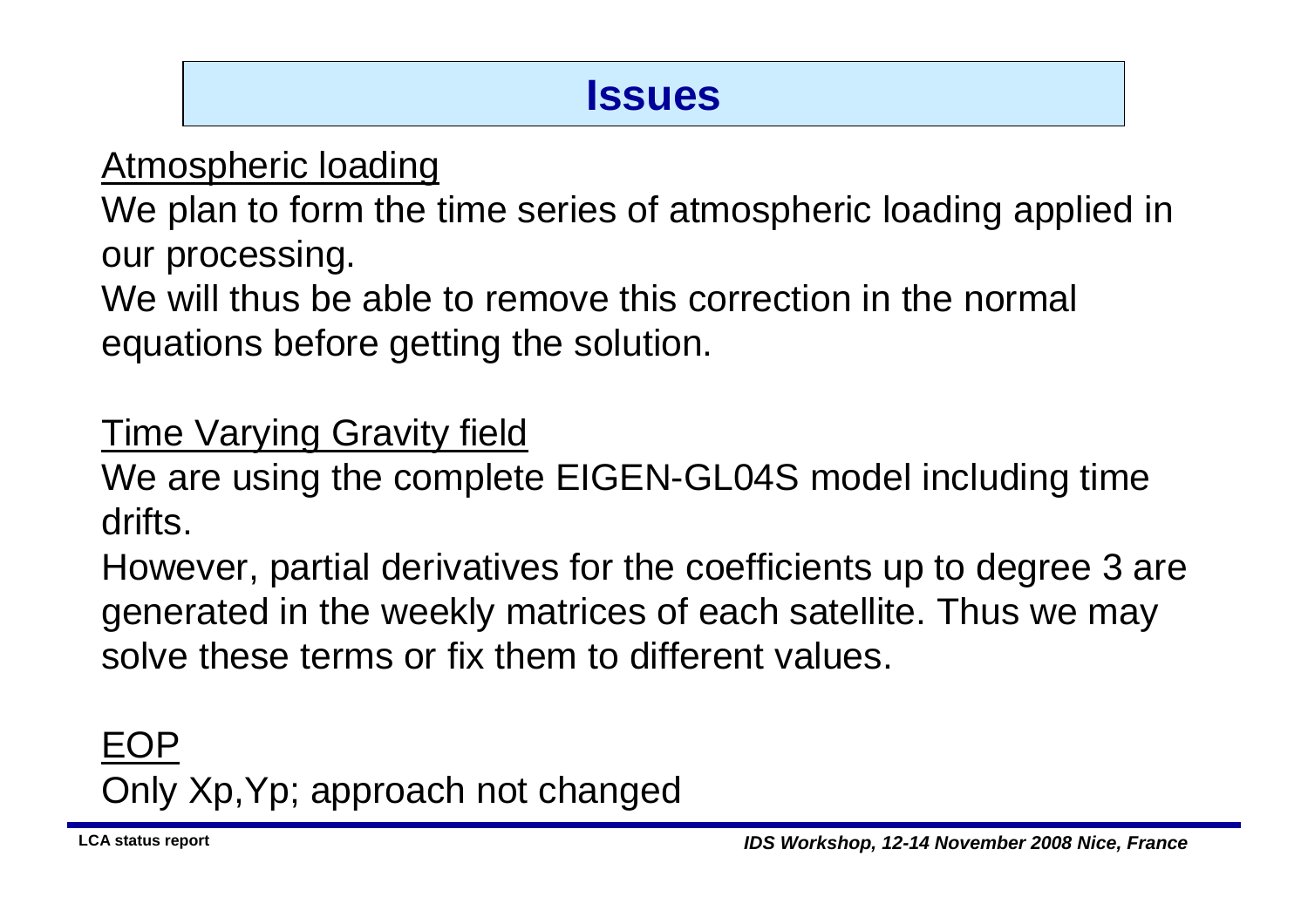# Issues

<u>Atmospheric loading</u>

We plan to form the time series of atmospheric loading applied in our processing.

We will thus be able to remove this correction in the normal equations before getting the solution.

<u>Time Varying Gravity field</u>

We are using the complete EIGEN-GL04S model including time drifts.

However, partial derivatives for the coefficients up to degree 3 are generated in the weekly matrices of each satellite. Thus we may solve these terms or fix them to different values.

<u>EOP</u>

Only Xp,Yp; approach not changed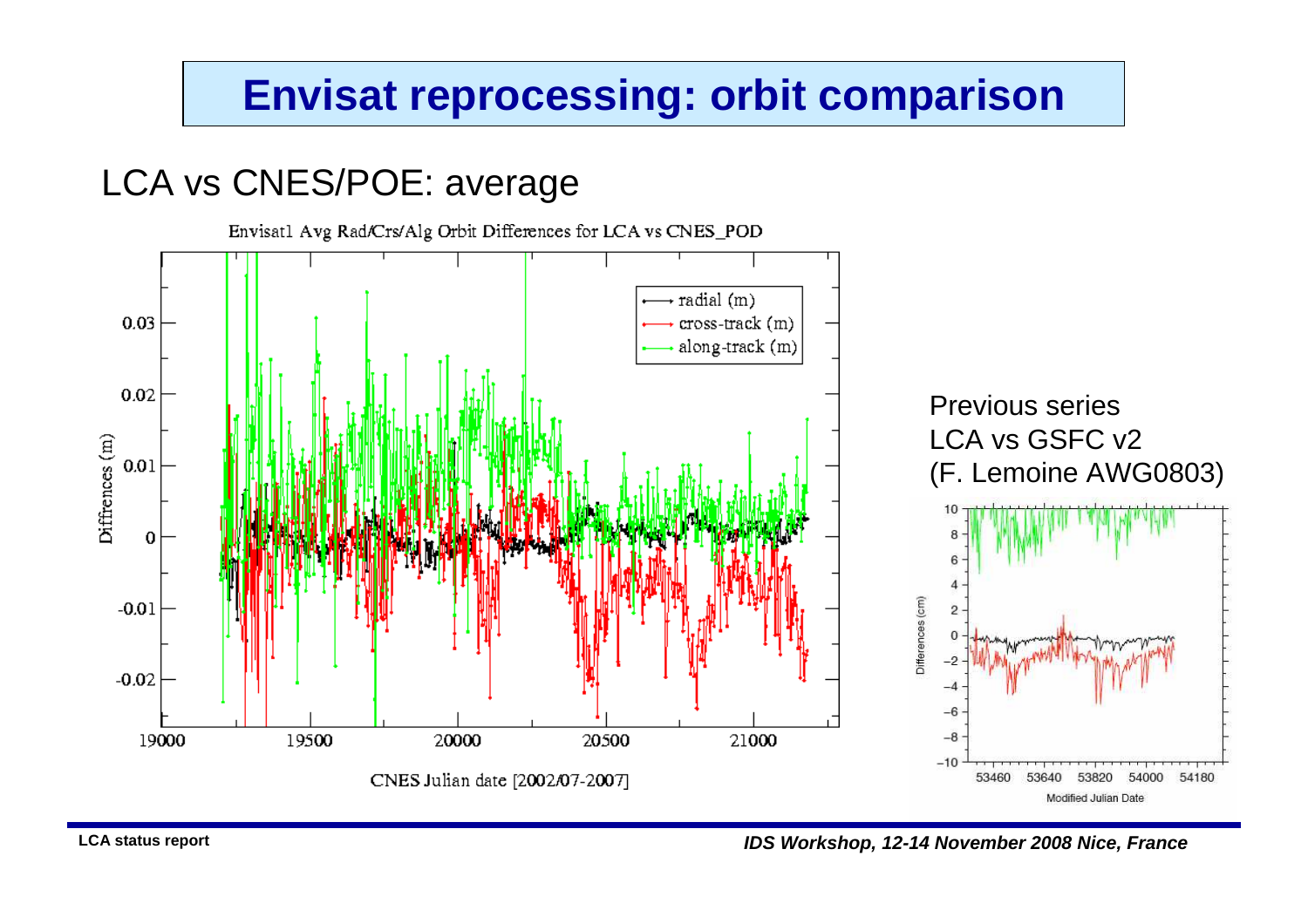# Envisat reprocessing: orbit comparison

## LCA vs CNES/POE: average

Envisat1 Avg Rad/Crs/Alg Orbit Differences for LCA vs CNES_POD

Previous series
LCA vs GSFC v2
(F. Lemoine AWG0803)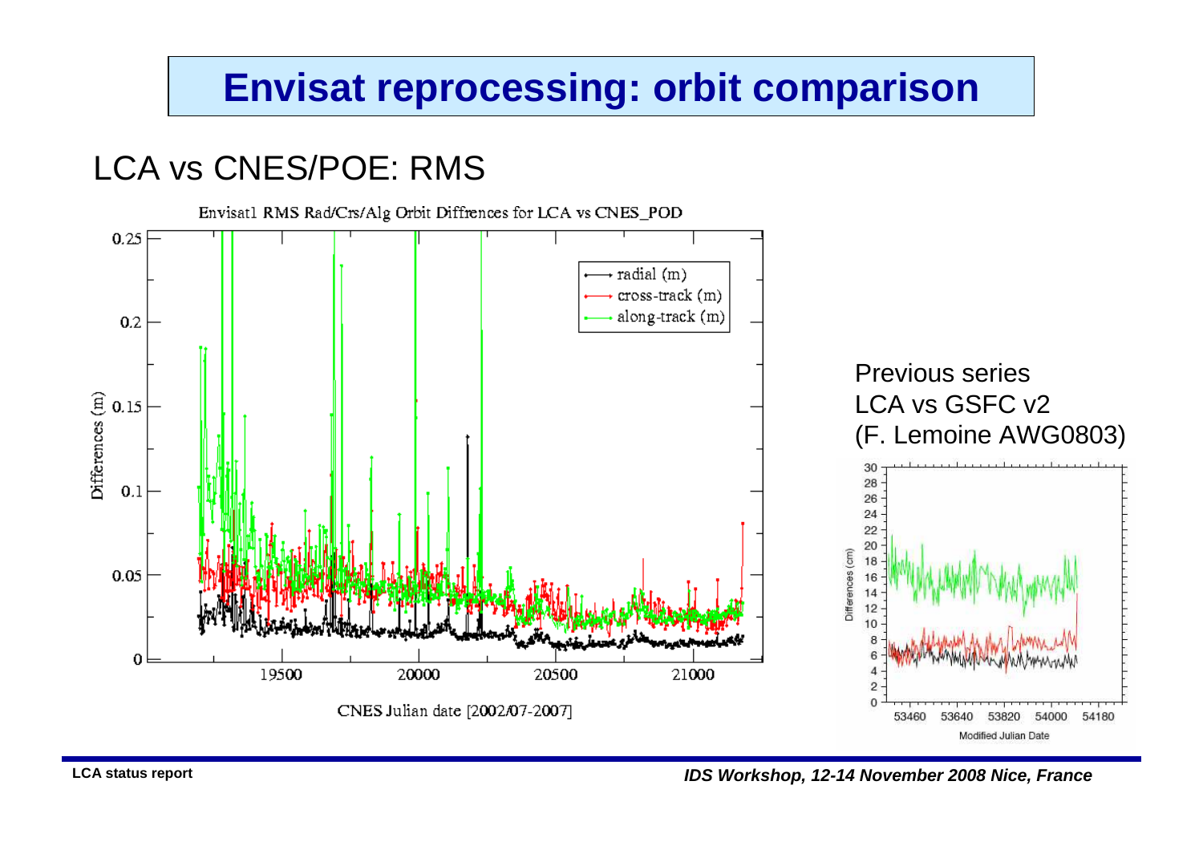# Envisat reprocessing: orbit comparison

## LCA vs CNES/POE: RMS

Envisat1 RMS Rad/Crs/Alg Orbit Diffrences for LCA vs CNES_POD

Previous series
LCA vs GSFC v2
(F. Lemoine AWG0803)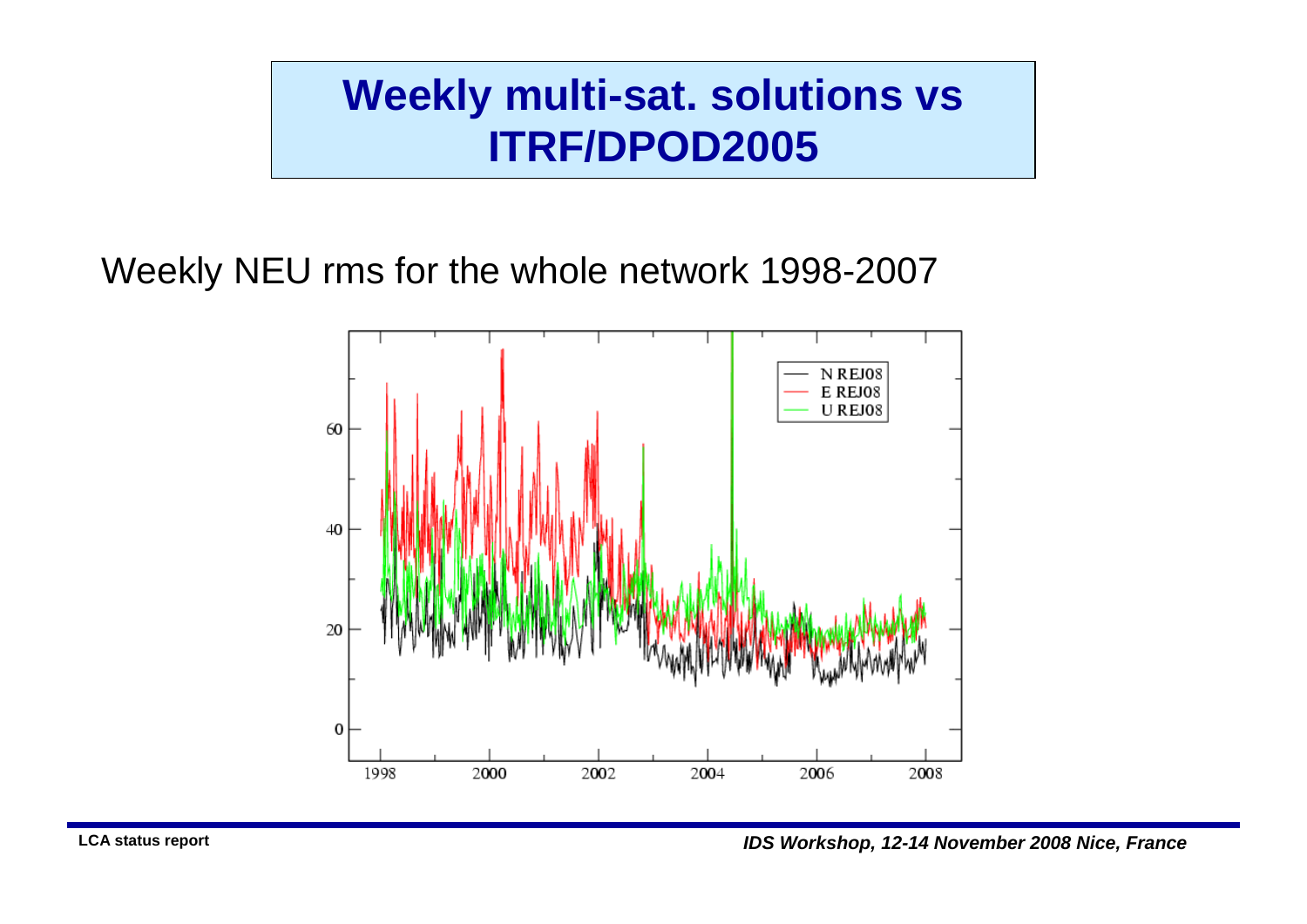# Weekly multi-sat. solutions vs ITRF/DPOD2005

Weekly NEU rms for the whole network 1998-2007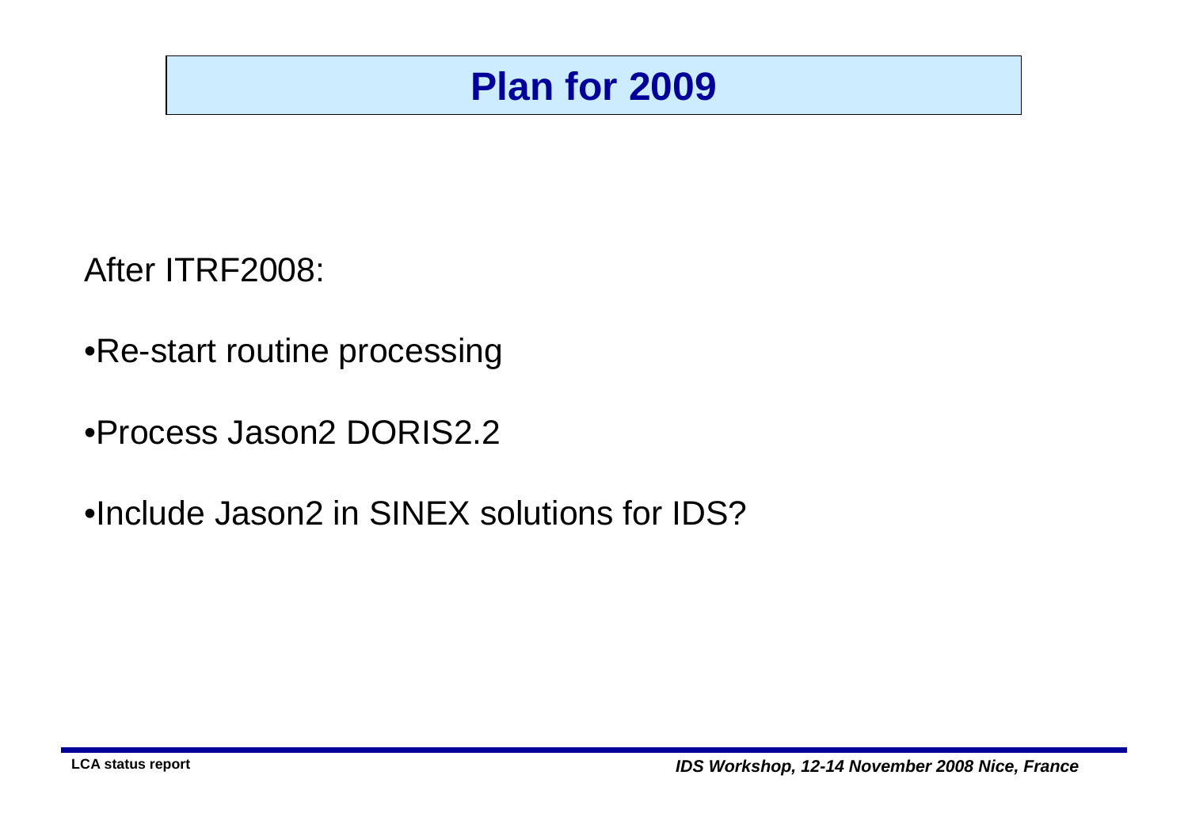# Plan for 2009

After ITRF2008:

- Re-start routine processing
- Process Jason2 DORIS2.2
- Include Jason2 in SINEX solutions for IDS?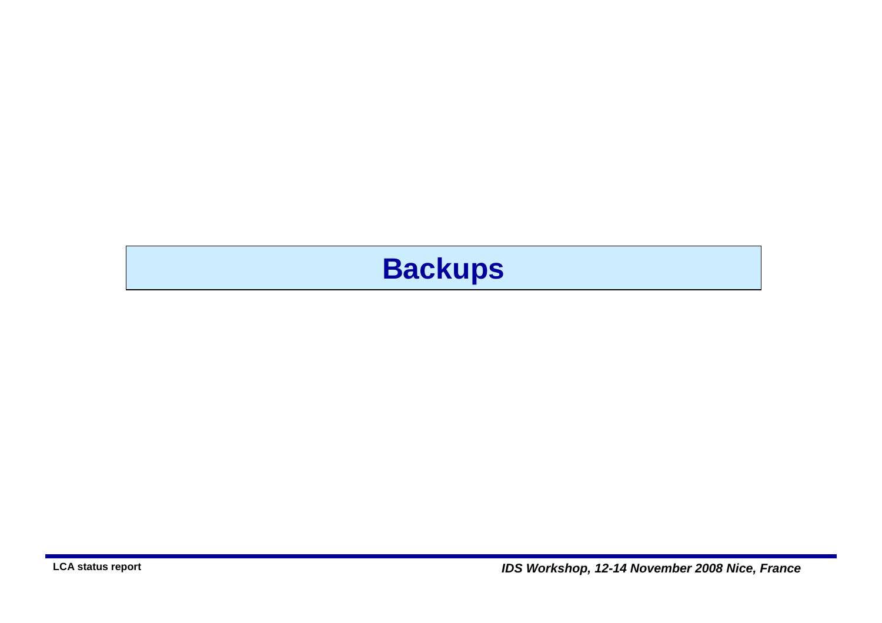# Backups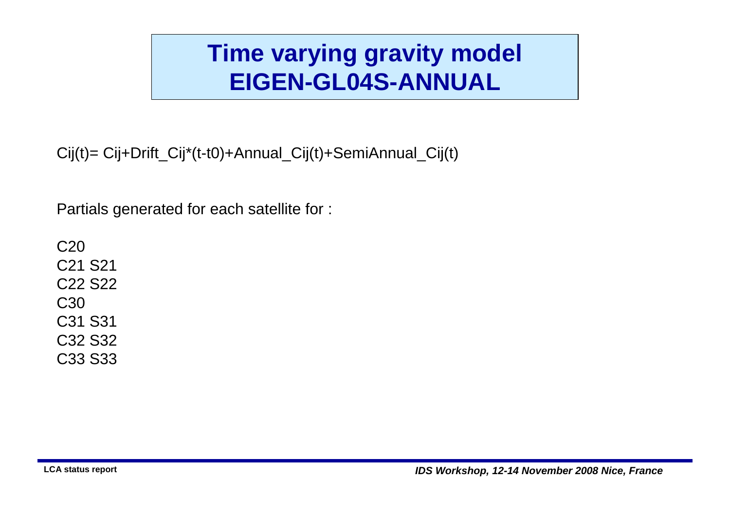# Time varying gravity model EIGEN-GL04S-ANNUAL

Cij(t)= Cij+Drift_Cij*(t-t0)+Annual_Cij(t)+SemiAnnual_Cij(t)

Partials generated for each satellite for :

C20
C21 S21
C22 S22
C30
C31 S31
C32 S32
C33 S33